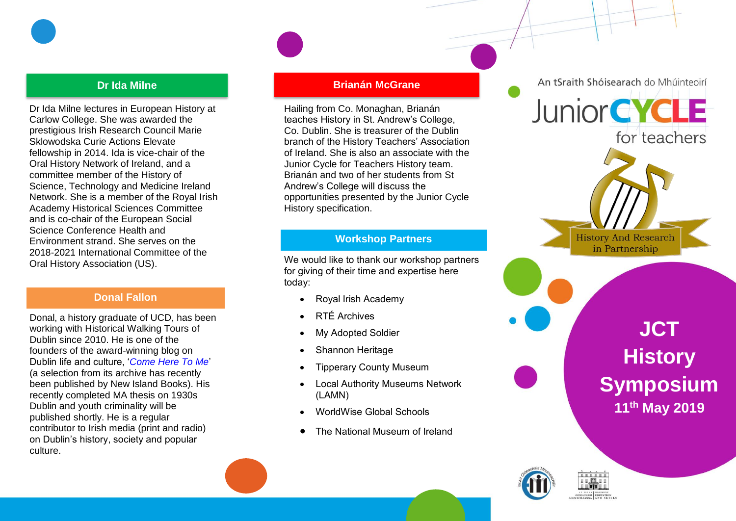## Dr Ida Milne

Dr Ida Milne lectures in European History at Carlow College. She was awarded the prestigious Irish Research Council Marie Sklowodska Curie Actions Elevate fellowship in 2014. Ida is vice-chair of the Oral History Network of Ireland, and a committee member of the History of Science, Technology and Medicine Ireland Network. She is a member of the Royal Irish Academy Historical Sciences Committee and is co-chair of the European Social Science Conference Health and Environment strand. She serves on the 2018-2021 International Committee of the Oral History Association (US).

## Donal Fallon

Donal, a history graduate of UCD, has been working with Historical Walking Tours of Dublin since 2010. He is one of the founders of the award-winning blog on Dublin life and culture, '*Come Here To Me*' (a selection from its archive has recently been published by New Island Books). His recently completed MA thesis on 1930s Dublin and youth criminality will be published shortly. He is a regular contributor to Irish media (print and radio) on Dublin's history, society and popular culture.

## Brianán McGrane

Hailing from Co. Monaghan, Brianán teaches History in St. Andrew's College, Co. Dublin. She is treasurer of the Dublin branch of the History Teachers' Association of Ireland. She is also an associate with the Junior Cycle for Teachers History team. Brianán and two of her students from St Andrew's College will discuss the opportunities presented by the Junior Cycle History specification.

## Workshop Partners

We would like to thank our workshop partners for giving of their time and expertise here today:

- Royal Irish Academy
- RTÉ Archives
- My Adopted Soldier
- Shannon Heritage
- Tipperary County Museum
- Local Authority Museums Network (LAMN)
- WorldWise Global Schools
- The National Museum of Ireland

An tSraith Shóisearach do Mhúinteoirí

Junior CYCLE for teachers

History And Research in Partnership

# JCT History Symposium

**11th May 2019**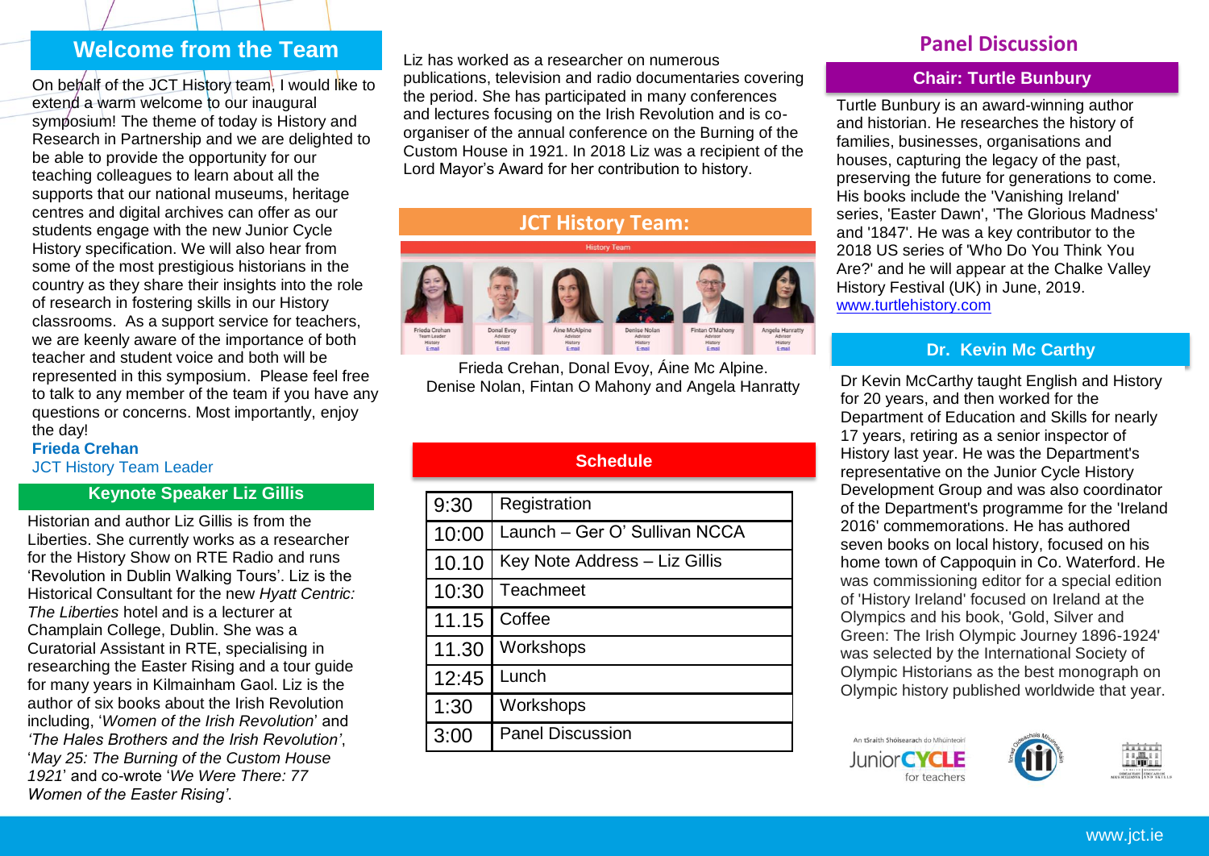## Welcome from the Team

On behalf of the JCT History team, I would like to extend a warm welcome to our inaugural symposium! The theme of today is History and Research in Partnership and we are delighted to be able to provide the opportunity for our teaching colleagues to learn about all the supports that our national museums, heritage centres and digital archives can offer as our students engage with the new Junior Cycle History specification. We will also hear from some of the most prestigious historians in the country as they share their insights into the role of research in fostering skills in our History classrooms. As a support service for teachers, we are keenly aware of the importance of both teacher and student voice and both will be represented in this symposium. Please feel free to talk to any member of the team if you have any questions or concerns. Most importantly, enjoy the day!

**Frieda Crehan**
JCT History Team Leader

## Keynote Speaker Liz Gillis

Historian and author Liz Gillis is from the Liberties. She currently works as a researcher for the History Show on RTE Radio and runs 'Revolution in Dublin Walking Tours'. Liz is the Historical Consultant for the new *Hyatt Centric: The Liberties* hotel and is a lecturer at Champlain College, Dublin. She was a Curatorial Assistant in RTE, specialising in researching the Easter Rising and a tour guide for many years in Kilmainham Gaol. Liz is the author of six books about the Irish Revolution including, '*Women of the Irish Revolution*' and *'The Hales Brothers and the Irish Revolution'*, '*May 25: The Burning of the Custom House 1921*' and co-wrote '*We Were There: 77 Women of the Easter Rising'*.

Liz has worked as a researcher on numerous publications, television and radio documentaries covering the period. She has participated in many conferences and lectures focusing on the Irish Revolution and is co-organiser of the annual conference on the Burning of the Custom House in 1921. In 2018 Liz was a recipient of the Lord Mayor's Award for her contribution to history.

## JCT History Team:

Frieda Crehan, Donal Evoy, Áine Mc Alpine. Denise Nolan, Fintan O Mahony and Angela Hanratty

## Schedule

| | |
|---|---|
| 9:30 | Registration |
| 10:00 | Launch – Ger O' Sullivan NCCA |
| 10.10 | Key Note Address – Liz Gillis |
| 10:30 | Teachmeet |
| 11.15 | Coffee |
| 11.30 | Workshops |
| 12:45 | Lunch |
| 1:30 | Workshops |
| 3:00 | Panel Discussion |

## Panel Discussion

### Chair: Turtle Bunbury

Turtle Bunbury is an award-winning author and historian. He researches the history of families, businesses, organisations and houses, capturing the legacy of the past, preserving the future for generations to come. His books include the 'Vanishing Ireland' series, 'Easter Dawn', 'The Glorious Madness' and '1847'. He was a key contributor to the 2018 US series of 'Who Do You Think You Are?' and he will appear at the Chalke Valley History Festival (UK) in June, 2019. www.turtlehistory.com

### Dr. Kevin Mc Carthy

Dr Kevin McCarthy taught English and History for 20 years, and then worked for the Department of Education and Skills for nearly 17 years, retiring as a senior inspector of History last year. He was the Department's representative on the Junior Cycle History Development Group and was also coordinator of the Department's programme for the 'Ireland 2016' commemorations. He has authored seven books on local history, focused on his home town of Cappoquin in Co. Waterford. He was commissioning editor for a special edition of 'History Ireland' focused on Ireland at the Olympics and his book, 'Gold, Silver and Green: The Irish Olympic Journey 1896-1924' was selected by the International Society of Olympic Historians as the best monograph on Olympic history published worldwide that year.

An tSraith Shóisearach do Mhúinteoirí
Junior CYCLE for teachers

www.jct.ie